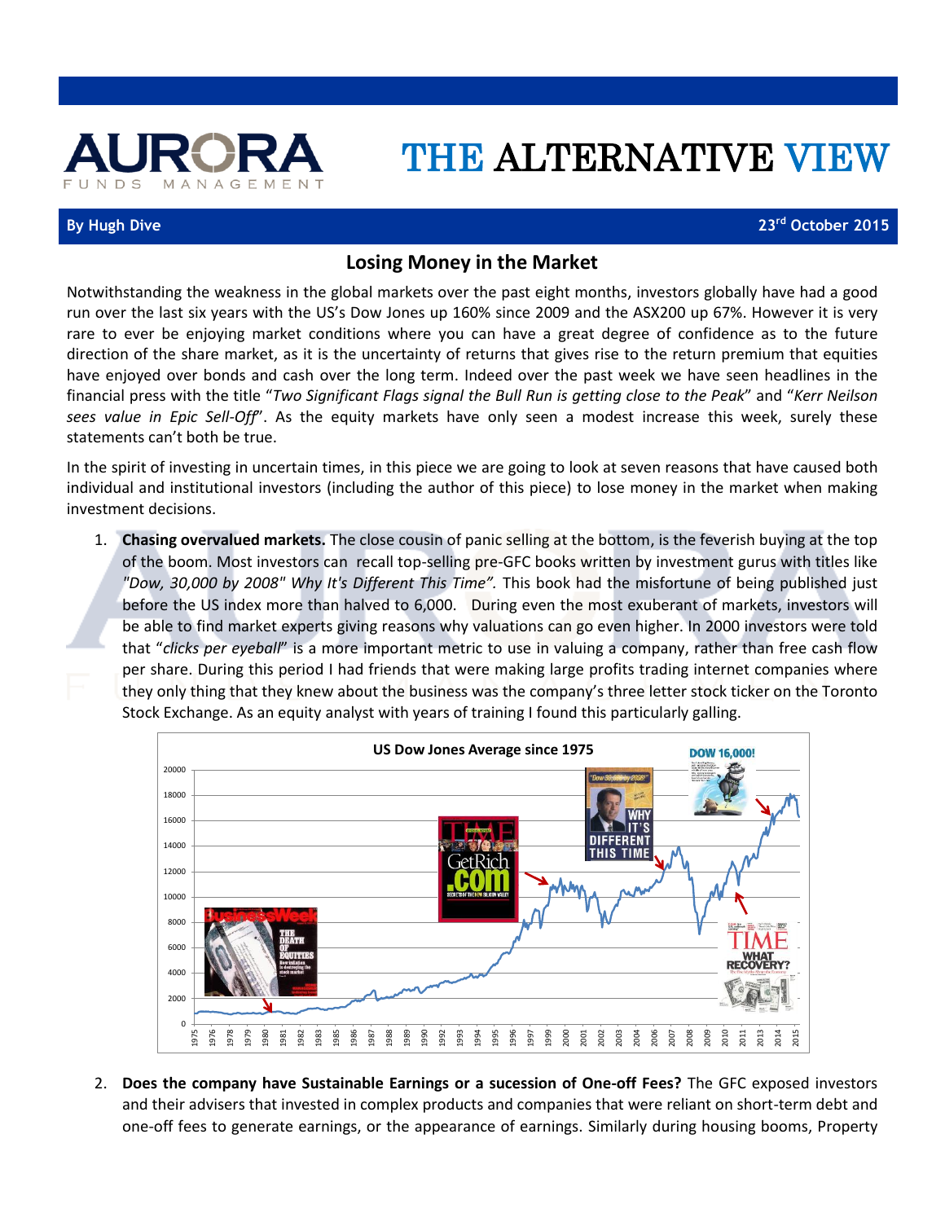# AURORA FUNDS MANAGEMENT

# THE ALTERNATIVE VIEW

**By Hugh Dive** 23rd October 2015

## Losing Money in the Market

Notwithstanding the weakness in the global markets over the past eight months, investors globally have had a good run over the last six years with the US's Dow Jones up 160% since 2009 and the ASX200 up 67%. However it is very rare to ever be enjoying market conditions where you can have a great degree of confidence as to the future direction of the share market, as it is the uncertainty of returns that gives rise to the return premium that equities have enjoyed over bonds and cash over the long term. Indeed over the past week we have seen headlines in the financial press with the title "*Two Significant Flags signal the Bull Run is getting close to the Peak*" and "*Kerr Neilson sees value in Epic Sell-Off*". As the equity markets have only seen a modest increase this week, surely these statements can't both be true.

In the spirit of investing in uncertain times, in this piece we are going to look at seven reasons that have caused both individual and institutional investors (including the author of this piece) to lose money in the market when making investment decisions.

1. **Chasing overvalued markets.** The close cousin of panic selling at the bottom, is the feverish buying at the top of the boom. Most investors can recall top-selling pre-GFC books written by investment gurus with titles like *"Dow, 30,000 by 2008" Why It's Different This Time".* This book had the misfortune of being published just before the US index more than halved to 6,000. During even the most exuberant of markets, investors will be able to find market experts giving reasons why valuations can go even higher. In 2000 investors were told that "*clicks per eyeball*" is a more important metric to use in valuing a company, rather than free cash flow per share. During this period I had friends that were making large profits trading internet companies where they only thing that they knew about the business was the company's three letter stock ticker on the Toronto Stock Exchange. As an equity analyst with years of training I found this particularly galling.

US Dow Jones Average since 1975

2. **Does the company have Sustainable Earnings or a sucession of One-off Fees?** The GFC exposed investors and their advisers that invested in complex products and companies that were reliant on short-term debt and one-off fees to generate earnings, or the appearance of earnings. Similarly during housing booms, Property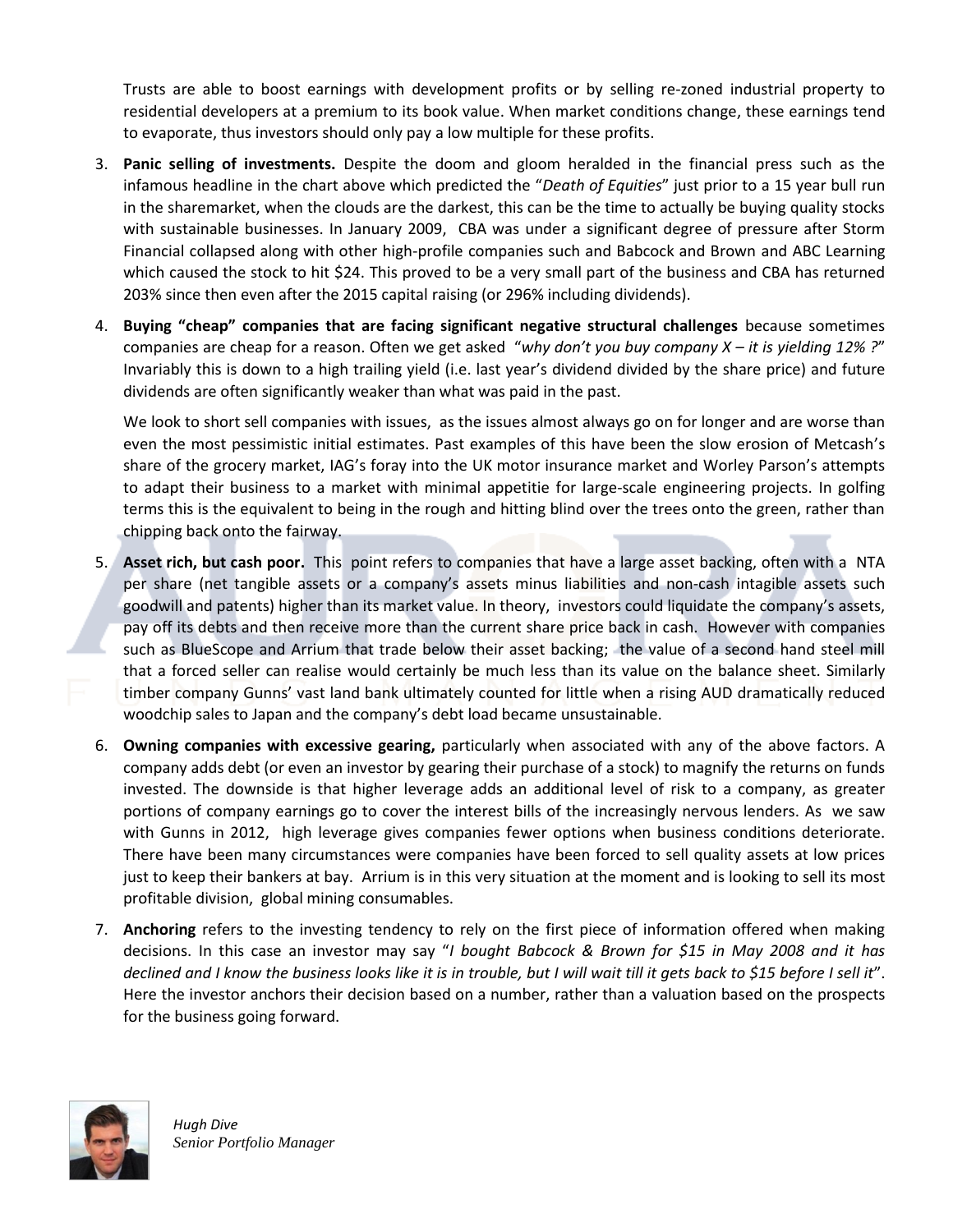Trusts are able to boost earnings with development profits or by selling re-zoned industrial property to residential developers at a premium to its book value. When market conditions change, these earnings tend to evaporate, thus investors should only pay a low multiple for these profits.

3. **Panic selling of investments.** Despite the doom and gloom heralded in the financial press such as the infamous headline in the chart above which predicted the "*Death of Equities*" just prior to a 15 year bull run in the sharemarket, when the clouds are the darkest, this can be the time to actually be buying quality stocks with sustainable businesses. In January 2009, CBA was under a significant degree of pressure after Storm Financial collapsed along with other high-profile companies such and Babcock and Brown and ABC Learning which caused the stock to hit $24. This proved to be a very small part of the business and CBA has returned 203% since then even after the 2015 capital raising (or 296% including dividends).

4. **Buying "cheap" companies that are facing significant negative structural challenges** because sometimes companies are cheap for a reason. Often we get asked "*why don't you buy company X – it is yielding 12% ?*" Invariably this is down to a high trailing yield (i.e. last year's dividend divided by the share price) and future dividends are often significantly weaker than what was paid in the past.

   We look to short sell companies with issues, as the issues almost always go on for longer and are worse than even the most pessimistic initial estimates. Past examples of this have been the slow erosion of Metcash's share of the grocery market, IAG's foray into the UK motor insurance market and Worley Parson's attempts to adapt their business to a market with minimal appetitie for large-scale engineering projects. In golfing terms this is the equivalent to being in the rough and hitting blind over the trees onto the green, rather than chipping back onto the fairway.

5. **Asset rich, but cash poor.** This point refers to companies that have a large asset backing, often with a NTA per share (net tangible assets or a company's assets minus liabilities and non-cash intagible assets such goodwill and patents) higher than its market value. In theory, investors could liquidate the company's assets, pay off its debts and then receive more than the current share price back in cash. However with companies such as BlueScope and Arrium that trade below their asset backing; the value of a second hand steel mill that a forced seller can realise would certainly be much less than its value on the balance sheet. Similarly timber company Gunns' vast land bank ultimately counted for little when a rising AUD dramatically reduced woodchip sales to Japan and the company's debt load became unsustainable.

6. **Owning companies with excessive gearing,** particularly when associated with any of the above factors. A company adds debt (or even an investor by gearing their purchase of a stock) to magnify the returns on funds invested. The downside is that higher leverage adds an additional level of risk to a company, as greater portions of company earnings go to cover the interest bills of the increasingly nervous lenders. As we saw with Gunns in 2012, high leverage gives companies fewer options when business conditions deteriorate. There have been many circumstances were companies have been forced to sell quality assets at low prices just to keep their bankers at bay. Arrium is in this very situation at the moment and is looking to sell its most profitable division, global mining consumables.

7. **Anchoring** refers to the investing tendency to rely on the first piece of information offered when making decisions. In this case an investor may say "*I bought Babcock & Brown for $15 in May 2008 and it has declined and I know the business looks like it is in trouble, but I will wait till it gets back to $15 before I sell it*". Here the investor anchors their decision based on a number, rather than a valuation based on the prospects for the business going forward.

*Hugh Dive*
*Senior Portfolio Manager*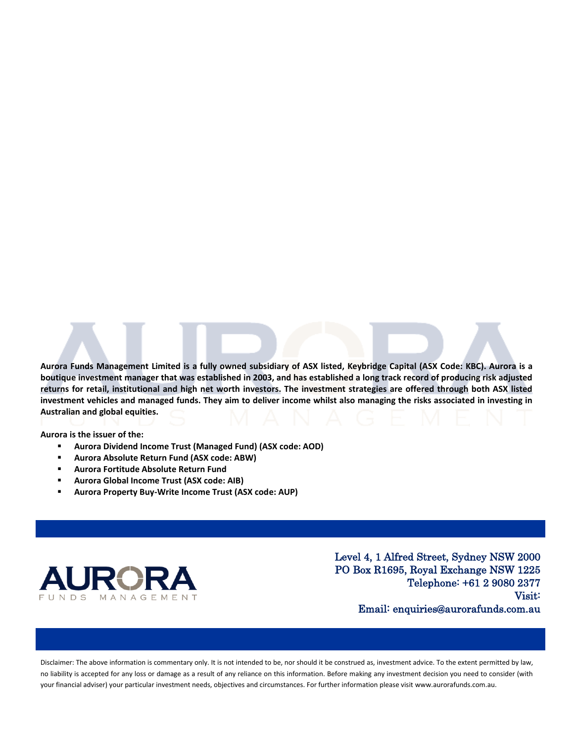**Aurora Funds Management Limited is a fully owned subsidiary of ASX listed, Keybridge Capital (ASX Code: KBC). Aurora is a boutique investment manager that was established in 2003, and has established a long track record of producing risk adjusted returns for retail, institutional and high net worth investors. The investment strategies are offered through both ASX listed investment vehicles and managed funds. They aim to deliver income whilst also managing the risks associated in investing in Australian and global equities.**

**Aurora is the issuer of the:**

- **Aurora Dividend Income Trust (Managed Fund) (ASX code: AOD)**
- **Aurora Absolute Return Fund (ASX code: ABW)**
- **Aurora Fortitude Absolute Return Fund**
- **Aurora Global Income Trust (ASX code: AIB)**
- **Aurora Property Buy-Write Income Trust (ASX code: AUP)**

AURORA FUNDS MANAGEMENT

Level 4, 1 Alfred Street, Sydney NSW 2000
PO Box R1695, Royal Exchange NSW 1225
Telephone: +61 2 9080 2377
Visit:
Email: enquiries@aurorafunds.com.au

Disclaimer: The above information is commentary only. It is not intended to be, nor should it be construed as, investment advice. To the extent permitted by law, no liability is accepted for any loss or damage as a result of any reliance on this information. Before making any investment decision you need to consider (with your financial adviser) your particular investment needs, objectives and circumstances. For further information please visit www.aurorafunds.com.au.